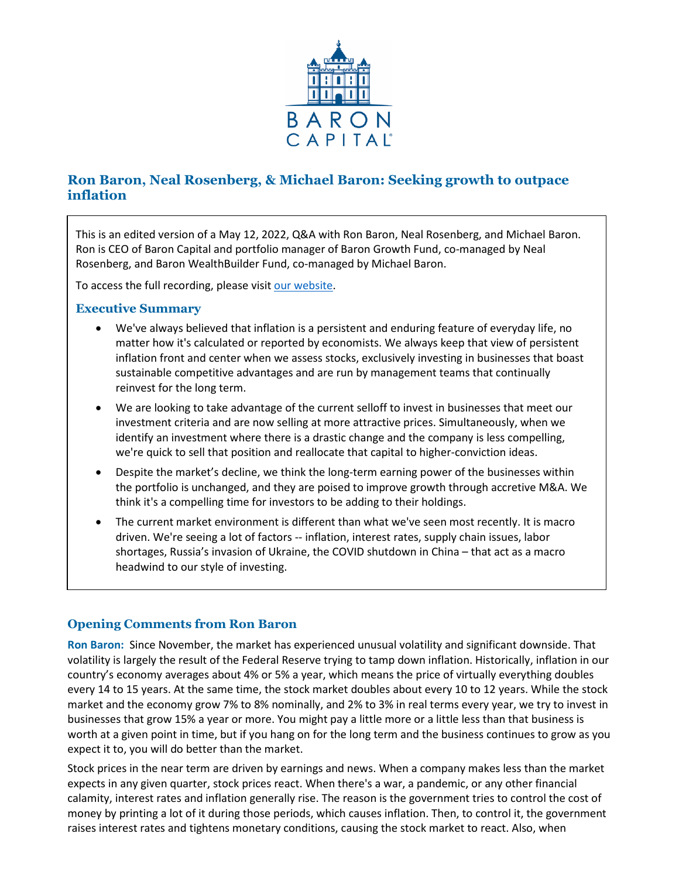# Ron Baron, Neal Rosenberg, & Michael Baron: Seeking growth to outpace inflation

This is an edited version of a May 12, 2022, Q&A with Ron Baron, Neal Rosenberg, and Michael Baron. Ron is CEO of Baron Capital and portfolio manager of Baron Growth Fund, co-managed by Neal Rosenberg, and Baron WealthBuilder Fund, co-managed by Michael Baron.

To access the full recording, please visit our website.

## Executive Summary

- We've always believed that inflation is a persistent and enduring feature of everyday life, no matter how it's calculated or reported by economists. We always keep that view of persistent inflation front and center when we assess stocks, exclusively investing in businesses that boast sustainable competitive advantages and are run by management teams that continually reinvest for the long term.
- We are looking to take advantage of the current selloff to invest in businesses that meet our investment criteria and are now selling at more attractive prices. Simultaneously, when we identify an investment where there is a drastic change and the company is less compelling, we're quick to sell that position and reallocate that capital to higher-conviction ideas.
- Despite the market's decline, we think the long-term earning power of the businesses within the portfolio is unchanged, and they are poised to improve growth through accretive M&A. We think it's a compelling time for investors to be adding to their holdings.
- The current market environment is different than what we've seen most recently. It is macro driven. We're seeing a lot of factors -- inflation, interest rates, supply chain issues, labor shortages, Russia's invasion of Ukraine, the COVID shutdown in China – that act as a macro headwind to our style of investing.

## Opening Comments from Ron Baron

**Ron Baron:** Since November, the market has experienced unusual volatility and significant downside. That volatility is largely the result of the Federal Reserve trying to tamp down inflation. Historically, inflation in our country's economy averages about 4% or 5% a year, which means the price of virtually everything doubles every 14 to 15 years. At the same time, the stock market doubles about every 10 to 12 years. While the stock market and the economy grow 7% to 8% nominally, and 2% to 3% in real terms every year, we try to invest in businesses that grow 15% a year or more. You might pay a little more or a little less than that business is worth at a given point in time, but if you hang on for the long term and the business continues to grow as you expect it to, you will do better than the market.

Stock prices in the near term are driven by earnings and news. When a company makes less than the market expects in any given quarter, stock prices react. When there's a war, a pandemic, or any other financial calamity, interest rates and inflation generally rise. The reason is the government tries to control the cost of money by printing a lot of it during those periods, which causes inflation. Then, to control it, the government raises interest rates and tightens monetary conditions, causing the stock market to react. Also, when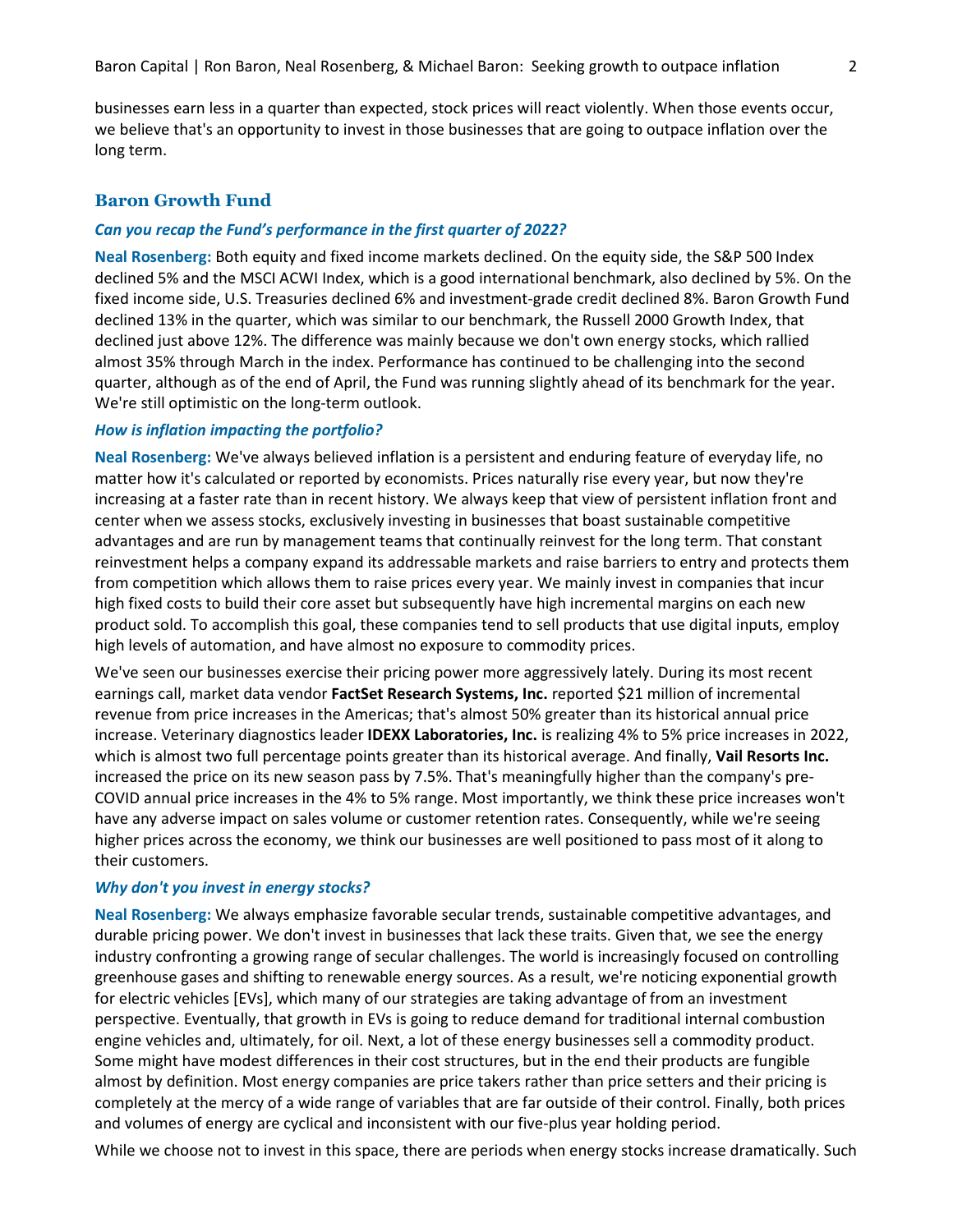businesses earn less in a quarter than expected, stock prices will react violently. When those events occur, we believe that's an opportunity to invest in those businesses that are going to outpace inflation over the long term.

## Baron Growth Fund

***Can you recap the Fund's performance in the first quarter of 2022?***

**Neal Rosenberg:** Both equity and fixed income markets declined. On the equity side, the S&P 500 Index declined 5% and the MSCI ACWI Index, which is a good international benchmark, also declined by 5%. On the fixed income side, U.S. Treasuries declined 6% and investment-grade credit declined 8%. Baron Growth Fund declined 13% in the quarter, which was similar to our benchmark, the Russell 2000 Growth Index, that declined just above 12%. The difference was mainly because we don't own energy stocks, which rallied almost 35% through March in the index. Performance has continued to be challenging into the second quarter, although as of the end of April, the Fund was running slightly ahead of its benchmark for the year. We're still optimistic on the long-term outlook.

***How is inflation impacting the portfolio?***

**Neal Rosenberg:** We've always believed inflation is a persistent and enduring feature of everyday life, no matter how it's calculated or reported by economists. Prices naturally rise every year, but now they're increasing at a faster rate than in recent history. We always keep that view of persistent inflation front and center when we assess stocks, exclusively investing in businesses that boast sustainable competitive advantages and are run by management teams that continually reinvest for the long term. That constant reinvestment helps a company expand its addressable markets and raise barriers to entry and protects them from competition which allows them to raise prices every year. We mainly invest in companies that incur high fixed costs to build their core asset but subsequently have high incremental margins on each new product sold. To accomplish this goal, these companies tend to sell products that use digital inputs, employ high levels of automation, and have almost no exposure to commodity prices.

We've seen our businesses exercise their pricing power more aggressively lately. During its most recent earnings call, market data vendor **FactSet Research Systems, Inc.** reported $21 million of incremental revenue from price increases in the Americas; that's almost 50% greater than its historical annual price increase. Veterinary diagnostics leader **IDEXX Laboratories, Inc.** is realizing 4% to 5% price increases in 2022, which is almost two full percentage points greater than its historical average. And finally, **Vail Resorts Inc.** increased the price on its new season pass by 7.5%. That's meaningfully higher than the company's pre-COVID annual price increases in the 4% to 5% range. Most importantly, we think these price increases won't have any adverse impact on sales volume or customer retention rates. Consequently, while we're seeing higher prices across the economy, we think our businesses are well positioned to pass most of it along to their customers.

***Why don't you invest in energy stocks?***

**Neal Rosenberg:** We always emphasize favorable secular trends, sustainable competitive advantages, and durable pricing power. We don't invest in businesses that lack these traits. Given that, we see the energy industry confronting a growing range of secular challenges. The world is increasingly focused on controlling greenhouse gases and shifting to renewable energy sources. As a result, we're noticing exponential growth for electric vehicles [EVs], which many of our strategies are taking advantage of from an investment perspective. Eventually, that growth in EVs is going to reduce demand for traditional internal combustion engine vehicles and, ultimately, for oil. Next, a lot of these energy businesses sell a commodity product. Some might have modest differences in their cost structures, but in the end their products are fungible almost by definition. Most energy companies are price takers rather than price setters and their pricing is completely at the mercy of a wide range of variables that are far outside of their control. Finally, both prices and volumes of energy are cyclical and inconsistent with our five-plus year holding period.

While we choose not to invest in this space, there are periods when energy stocks increase dramatically. Such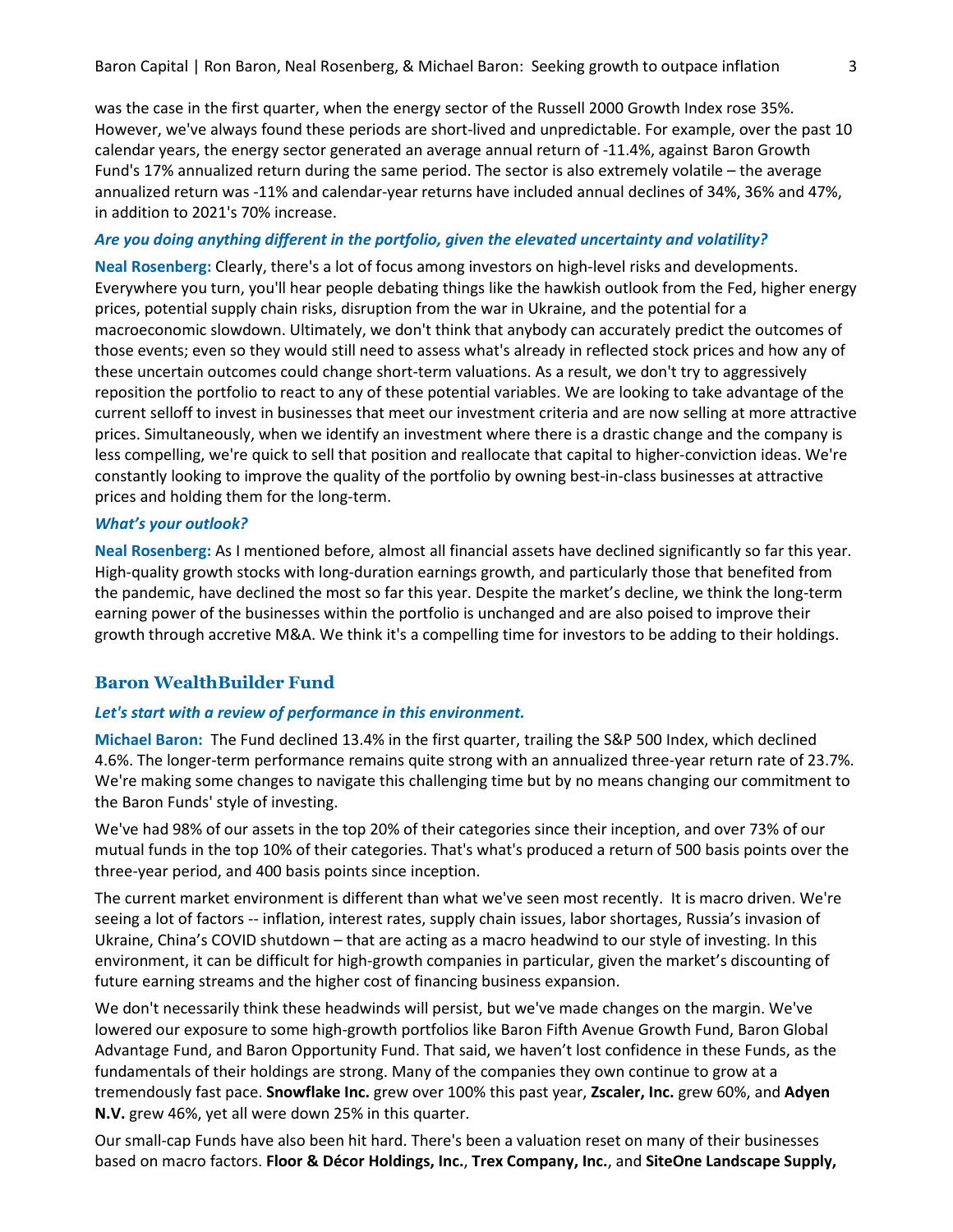was the case in the first quarter, when the energy sector of the Russell 2000 Growth Index rose 35%. However, we've always found these periods are short-lived and unpredictable. For example, over the past 10 calendar years, the energy sector generated an average annual return of -11.4%, against Baron Growth Fund's 17% annualized return during the same period. The sector is also extremely volatile – the average annualized return was -11% and calendar-year returns have included annual declines of 34%, 36% and 47%, in addition to 2021's 70% increase.

***Are you doing anything different in the portfolio, given the elevated uncertainty and volatility?***

**Neal Rosenberg:** Clearly, there's a lot of focus among investors on high-level risks and developments. Everywhere you turn, you'll hear people debating things like the hawkish outlook from the Fed, higher energy prices, potential supply chain risks, disruption from the war in Ukraine, and the potential for a macroeconomic slowdown. Ultimately, we don't think that anybody can accurately predict the outcomes of those events; even so they would still need to assess what's already in reflected stock prices and how any of these uncertain outcomes could change short-term valuations. As a result, we don't try to aggressively reposition the portfolio to react to any of these potential variables. We are looking to take advantage of the current selloff to invest in businesses that meet our investment criteria and are now selling at more attractive prices. Simultaneously, when we identify an investment where there is a drastic change and the company is less compelling, we're quick to sell that position and reallocate that capital to higher-conviction ideas. We're constantly looking to improve the quality of the portfolio by owning best-in-class businesses at attractive prices and holding them for the long-term.

***What's your outlook?***

**Neal Rosenberg:** As I mentioned before, almost all financial assets have declined significantly so far this year. High-quality growth stocks with long-duration earnings growth, and particularly those that benefited from the pandemic, have declined the most so far this year. Despite the market's decline, we think the long-term earning power of the businesses within the portfolio is unchanged and are also poised to improve their growth through accretive M&A. We think it's a compelling time for investors to be adding to their holdings.

## Baron WealthBuilder Fund

***Let's start with a review of performance in this environment.***

**Michael Baron:** The Fund declined 13.4% in the first quarter, trailing the S&P 500 Index, which declined 4.6%. The longer-term performance remains quite strong with an annualized three-year return rate of 23.7%. We're making some changes to navigate this challenging time but by no means changing our commitment to the Baron Funds' style of investing.

We've had 98% of our assets in the top 20% of their categories since their inception, and over 73% of our mutual funds in the top 10% of their categories. That's what's produced a return of 500 basis points over the three-year period, and 400 basis points since inception.

The current market environment is different than what we've seen most recently. It is macro driven. We're seeing a lot of factors -- inflation, interest rates, supply chain issues, labor shortages, Russia's invasion of Ukraine, China's COVID shutdown – that are acting as a macro headwind to our style of investing. In this environment, it can be difficult for high-growth companies in particular, given the market's discounting of future earning streams and the higher cost of financing business expansion.

We don't necessarily think these headwinds will persist, but we've made changes on the margin. We've lowered our exposure to some high-growth portfolios like Baron Fifth Avenue Growth Fund, Baron Global Advantage Fund, and Baron Opportunity Fund. That said, we haven't lost confidence in these Funds, as the fundamentals of their holdings are strong. Many of the companies they own continue to grow at a tremendously fast pace. **Snowflake Inc.** grew over 100% this past year, **Zscaler, Inc.** grew 60%, and **Adyen N.V.** grew 46%, yet all were down 25% in this quarter.

Our small-cap Funds have also been hit hard. There's been a valuation reset on many of their businesses based on macro factors. **Floor & Décor Holdings, Inc.**, **Trex Company, Inc.**, and **SiteOne Landscape Supply,**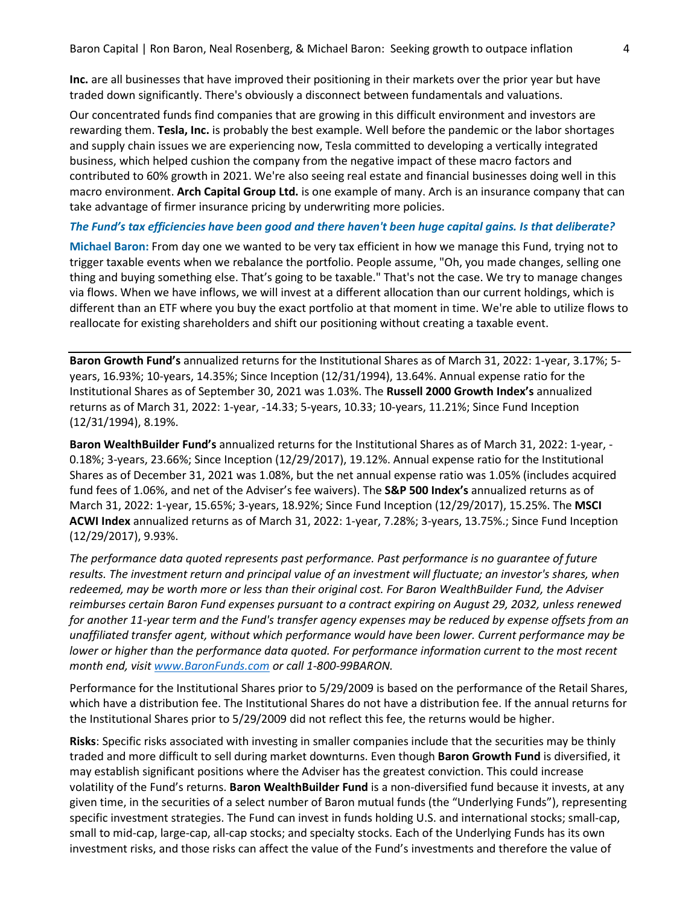**Inc.** are all businesses that have improved their positioning in their markets over the prior year but have traded down significantly. There's obviously a disconnect between fundamentals and valuations.

Our concentrated funds find companies that are growing in this difficult environment and investors are rewarding them. **Tesla, Inc.** is probably the best example. Well before the pandemic or the labor shortages and supply chain issues we are experiencing now, Tesla committed to developing a vertically integrated business, which helped cushion the company from the negative impact of these macro factors and contributed to 60% growth in 2021. We're also seeing real estate and financial businesses doing well in this macro environment. **Arch Capital Group Ltd.** is one example of many. Arch is an insurance company that can take advantage of firmer insurance pricing by underwriting more policies.

***The Fund's tax efficiencies have been good and there haven't been huge capital gains. Is that deliberate?***

**Michael Baron:** From day one we wanted to be very tax efficient in how we manage this Fund, trying not to trigger taxable events when we rebalance the portfolio. People assume, "Oh, you made changes, selling one thing and buying something else. That's going to be taxable." That's not the case. We try to manage changes via flows. When we have inflows, we will invest at a different allocation than our current holdings, which is different than an ETF where you buy the exact portfolio at that moment in time. We're able to utilize flows to reallocate for existing shareholders and shift our positioning without creating a taxable event.

---

**Baron Growth Fund's** annualized returns for the Institutional Shares as of March 31, 2022: 1-year, 3.17%; 5-years, 16.93%; 10-years, 14.35%; Since Inception (12/31/1994), 13.64%. Annual expense ratio for the Institutional Shares as of September 30, 2021 was 1.03%. The **Russell 2000 Growth Index's** annualized returns as of March 31, 2022: 1-year, -14.33; 5-years, 10.33; 10-years, 11.21%; Since Fund Inception (12/31/1994), 8.19%.

**Baron WealthBuilder Fund's** annualized returns for the Institutional Shares as of March 31, 2022: 1-year, -0.18%; 3-years, 23.66%; Since Inception (12/29/2017), 19.12%. Annual expense ratio for the Institutional Shares as of December 31, 2021 was 1.08%, but the net annual expense ratio was 1.05% (includes acquired fund fees of 1.06%, and net of the Adviser's fee waivers). The **S&P 500 Index's** annualized returns as of March 31, 2022: 1-year, 15.65%; 3-years, 18.92%; Since Fund Inception (12/29/2017), 15.25%. The **MSCI ACWI Index** annualized returns as of March 31, 2022: 1-year, 7.28%; 3-years, 13.75%.; Since Fund Inception (12/29/2017), 9.93%.

*The performance data quoted represents past performance. Past performance is no guarantee of future results. The investment return and principal value of an investment will fluctuate; an investor's shares, when redeemed, may be worth more or less than their original cost. For Baron WealthBuilder Fund, the Adviser reimburses certain Baron Fund expenses pursuant to a contract expiring on August 29, 2032, unless renewed for another 11-year term and the Fund's transfer agency expenses may be reduced by expense offsets from an unaffiliated transfer agent, without which performance would have been lower. Current performance may be lower or higher than the performance data quoted. For performance information current to the most recent month end, visit www.BaronFunds.com or call 1-800-99BARON.*

Performance for the Institutional Shares prior to 5/29/2009 is based on the performance of the Retail Shares, which have a distribution fee. The Institutional Shares do not have a distribution fee. If the annual returns for the Institutional Shares prior to 5/29/2009 did not reflect this fee, the returns would be higher.

**Risks**: Specific risks associated with investing in smaller companies include that the securities may be thinly traded and more difficult to sell during market downturns. Even though **Baron Growth Fund** is diversified, it may establish significant positions where the Adviser has the greatest conviction. This could increase volatility of the Fund's returns. **Baron WealthBuilder Fund** is a non-diversified fund because it invests, at any given time, in the securities of a select number of Baron mutual funds (the "Underlying Funds"), representing specific investment strategies. The Fund can invest in funds holding U.S. and international stocks; small-cap, small to mid-cap, large-cap, all-cap stocks; and specialty stocks. Each of the Underlying Funds has its own investment risks, and those risks can affect the value of the Fund's investments and therefore the value of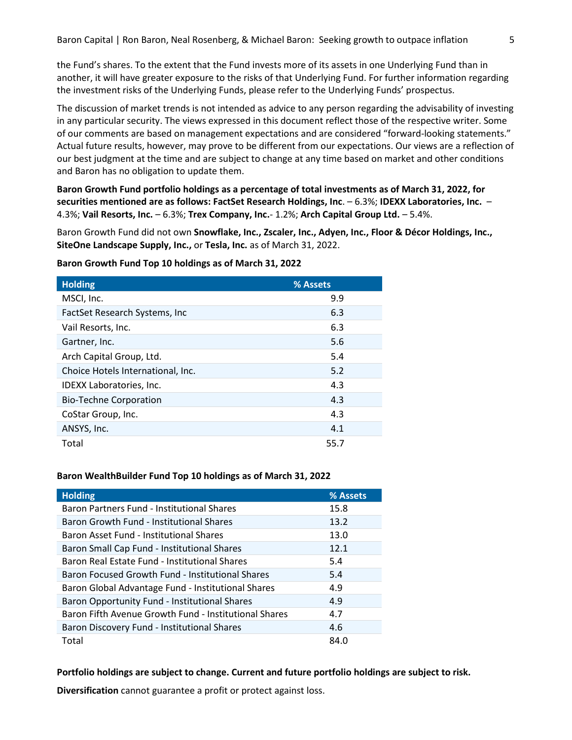the Fund's shares. To the extent that the Fund invests more of its assets in one Underlying Fund than in another, it will have greater exposure to the risks of that Underlying Fund. For further information regarding the investment risks of the Underlying Funds, please refer to the Underlying Funds' prospectus.

The discussion of market trends is not intended as advice to any person regarding the advisability of investing in any particular security. The views expressed in this document reflect those of the respective writer. Some of our comments are based on management expectations and are considered "forward-looking statements." Actual future results, however, may prove to be different from our expectations. Our views are a reflection of our best judgment at the time and are subject to change at any time based on market and other conditions and Baron has no obligation to update them.

**Baron Growth Fund portfolio holdings as a percentage of total investments as of March 31, 2022, for securities mentioned are as follows: FactSet Research Holdings, Inc**. – 6.3%; **IDEXX Laboratories, Inc.** – 4.3%; **Vail Resorts, Inc.** – 6.3%; **Trex Company, Inc.**- 1.2%; **Arch Capital Group Ltd.** – 5.4%.

Baron Growth Fund did not own **Snowflake, Inc., Zscaler, Inc., Adyen, Inc., Floor & Décor Holdings, Inc., SiteOne Landscape Supply, Inc.,** or **Tesla, Inc.** as of March 31, 2022.

**Baron Growth Fund Top 10 holdings as of March 31, 2022**

| Holding | % Assets |
|---|---|
| MSCI, Inc. | 9.9 |
| FactSet Research Systems, Inc | 6.3 |
| Vail Resorts, Inc. | 6.3 |
| Gartner, Inc. | 5.6 |
| Arch Capital Group, Ltd. | 5.4 |
| Choice Hotels International, Inc. | 5.2 |
| IDEXX Laboratories, Inc. | 4.3 |
| Bio-Techne Corporation | 4.3 |
| CoStar Group, Inc. | 4.3 |
| ANSYS, Inc. | 4.1 |
| Total | 55.7 |

**Baron WealthBuilder Fund Top 10 holdings as of March 31, 2022**

| Holding | % Assets |
|---|---|
| Baron Partners Fund - Institutional Shares | 15.8 |
| Baron Growth Fund - Institutional Shares | 13.2 |
| Baron Asset Fund - Institutional Shares | 13.0 |
| Baron Small Cap Fund - Institutional Shares | 12.1 |
| Baron Real Estate Fund - Institutional Shares | 5.4 |
| Baron Focused Growth Fund - Institutional Shares | 5.4 |
| Baron Global Advantage Fund - Institutional Shares | 4.9 |
| Baron Opportunity Fund - Institutional Shares | 4.9 |
| Baron Fifth Avenue Growth Fund - Institutional Shares | 4.7 |
| Baron Discovery Fund - Institutional Shares | 4.6 |
| Total | 84.0 |

**Portfolio holdings are subject to change. Current and future portfolio holdings are subject to risk.**

**Diversification** cannot guarantee a profit or protect against loss.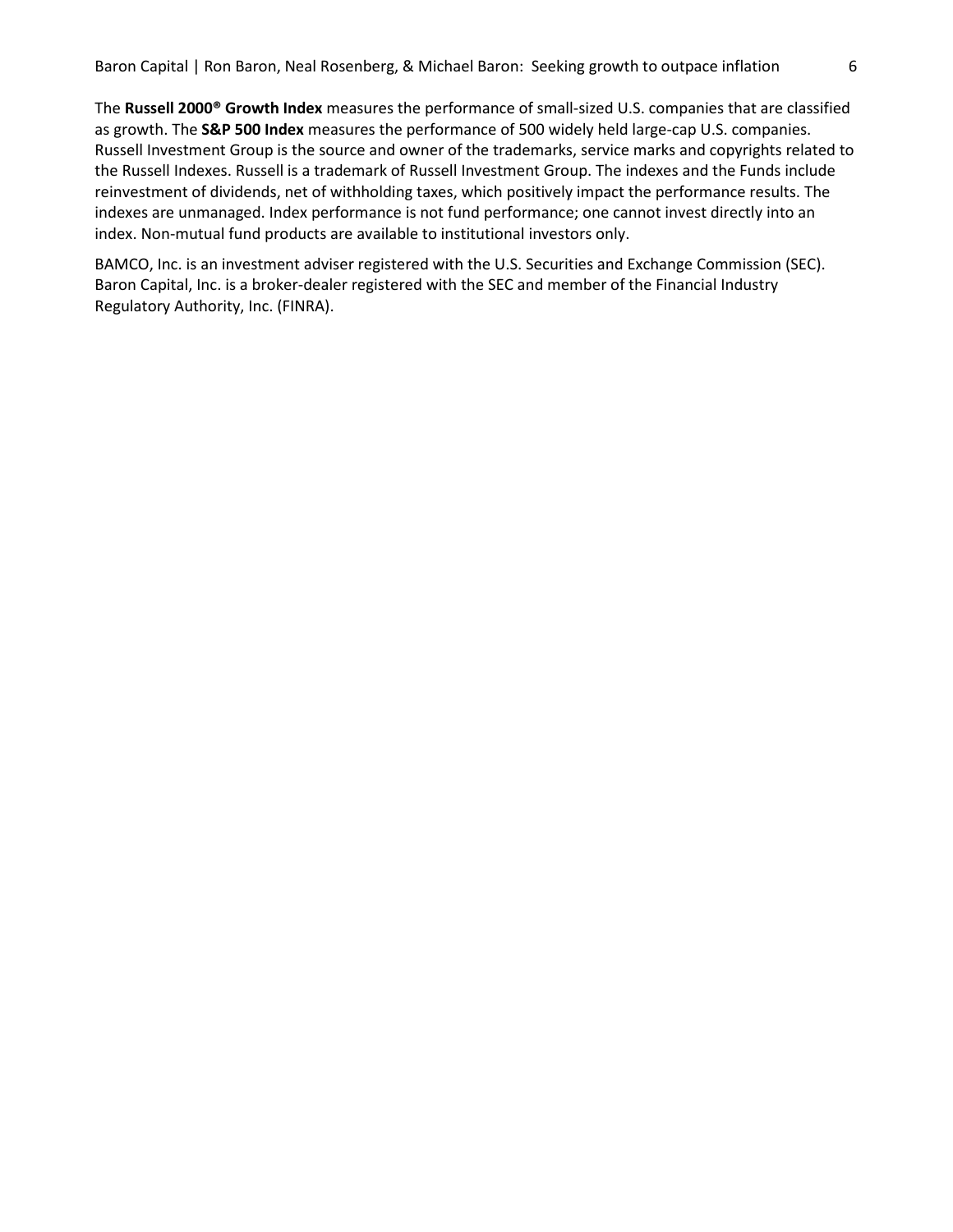The **Russell 2000® Growth Index** measures the performance of small-sized U.S. companies that are classified as growth. The **S&P 500 Index** measures the performance of 500 widely held large-cap U.S. companies. Russell Investment Group is the source and owner of the trademarks, service marks and copyrights related to the Russell Indexes. Russell is a trademark of Russell Investment Group. The indexes and the Funds include reinvestment of dividends, net of withholding taxes, which positively impact the performance results. The indexes are unmanaged. Index performance is not fund performance; one cannot invest directly into an index. Non-mutual fund products are available to institutional investors only.

BAMCO, Inc. is an investment adviser registered with the U.S. Securities and Exchange Commission (SEC). Baron Capital, Inc. is a broker-dealer registered with the SEC and member of the Financial Industry Regulatory Authority, Inc. (FINRA).